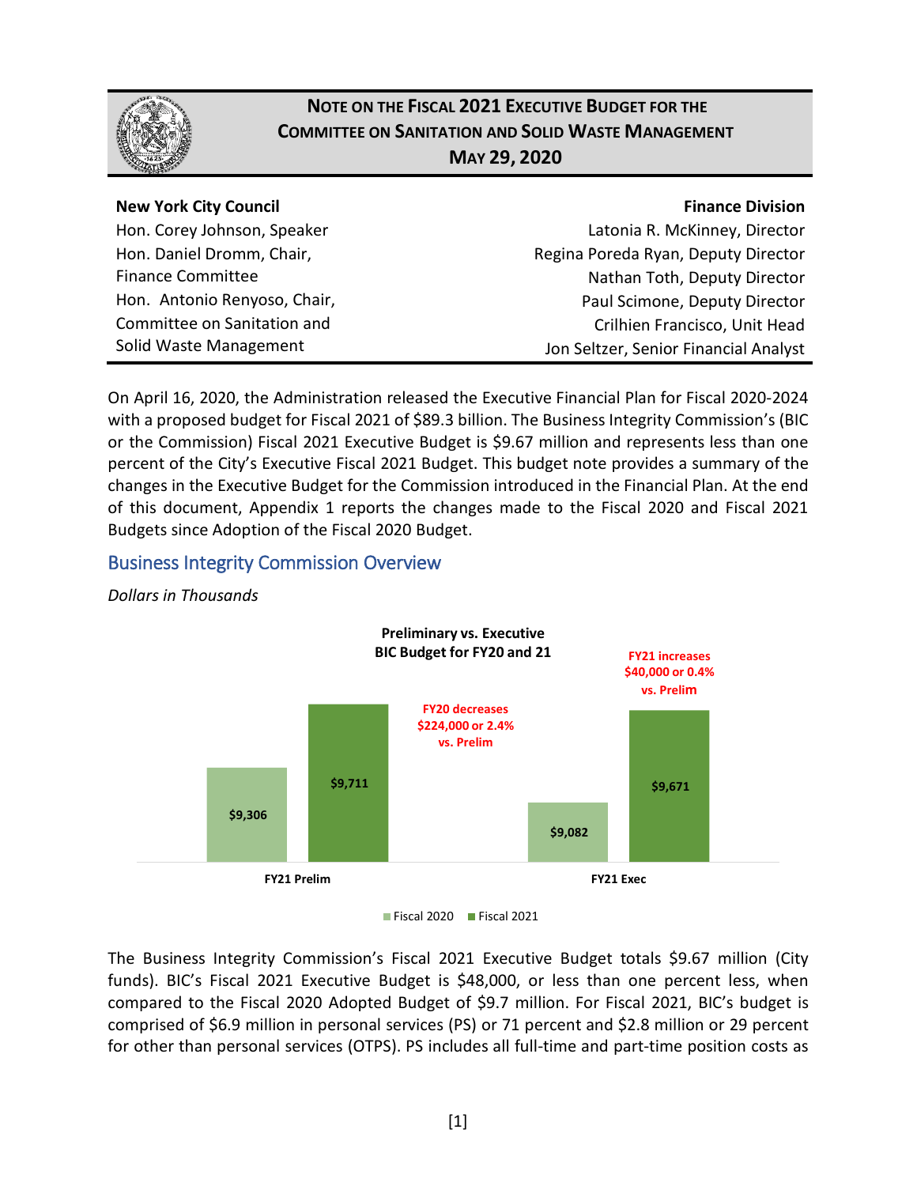# NOTE ON THE FISCAL 2021 EXECUTIVE BUDGET FOR THE COMMITTEE ON SANITATION AND SOLID WASTE MANAGEMENT

## MAY 29, 2020

| **New York City Council** | **Finance Division** |
|---|---|
| Hon. Corey Johnson, Speaker | Latonia R. McKinney, Director |
| Hon. Daniel Dromm, Chair, Finance Committee | Regina Poreda Ryan, Deputy Director |
| Hon. Antonio Renyoso, Chair, Committee on Sanitation and Solid Waste Management | Nathan Toth, Deputy Director |
| | Paul Scimone, Deputy Director |
| | Crilhien Francisco, Unit Head |
| | Jon Seltzer, Senior Financial Analyst |

On April 16, 2020, the Administration released the Executive Financial Plan for Fiscal 2020-2024 with a proposed budget for Fiscal 2021 of $89.3 billion. The Business Integrity Commission's (BIC or the Commission) Fiscal 2021 Executive Budget is $9.67 million and represents less than one percent of the City's Executive Fiscal 2021 Budget. This budget note provides a summary of the changes in the Executive Budget for the Commission introduced in the Financial Plan. At the end of this document, Appendix 1 reports the changes made to the Fiscal 2020 and Fiscal 2021 Budgets since Adoption of the Fiscal 2020 Budget.

## Business Integrity Commission Overview

*Dollars in Thousands*

**Preliminary vs. Executive BIC Budget for FY20 and 21**

| | Fiscal 2020 | Fiscal 2021 |
|---|---|---|
| FY21 Prelim | $9,306 | $9,711 |
| FY21 Exec | $9,082 | $9,671 |

FY20 decreases $224,000 or 2.4% vs. Prelim

FY21 increases $40,000 or 0.4% vs. Prelim

The Business Integrity Commission's Fiscal 2021 Executive Budget totals $9.67 million (City funds). BIC's Fiscal 2021 Executive Budget is $48,000, or less than one percent less, when compared to the Fiscal 2020 Adopted Budget of $9.7 million. For Fiscal 2021, BIC's budget is comprised of $6.9 million in personal services (PS) or 71 percent and $2.8 million or 29 percent for other than personal services (OTPS). PS includes all full-time and part-time position costs as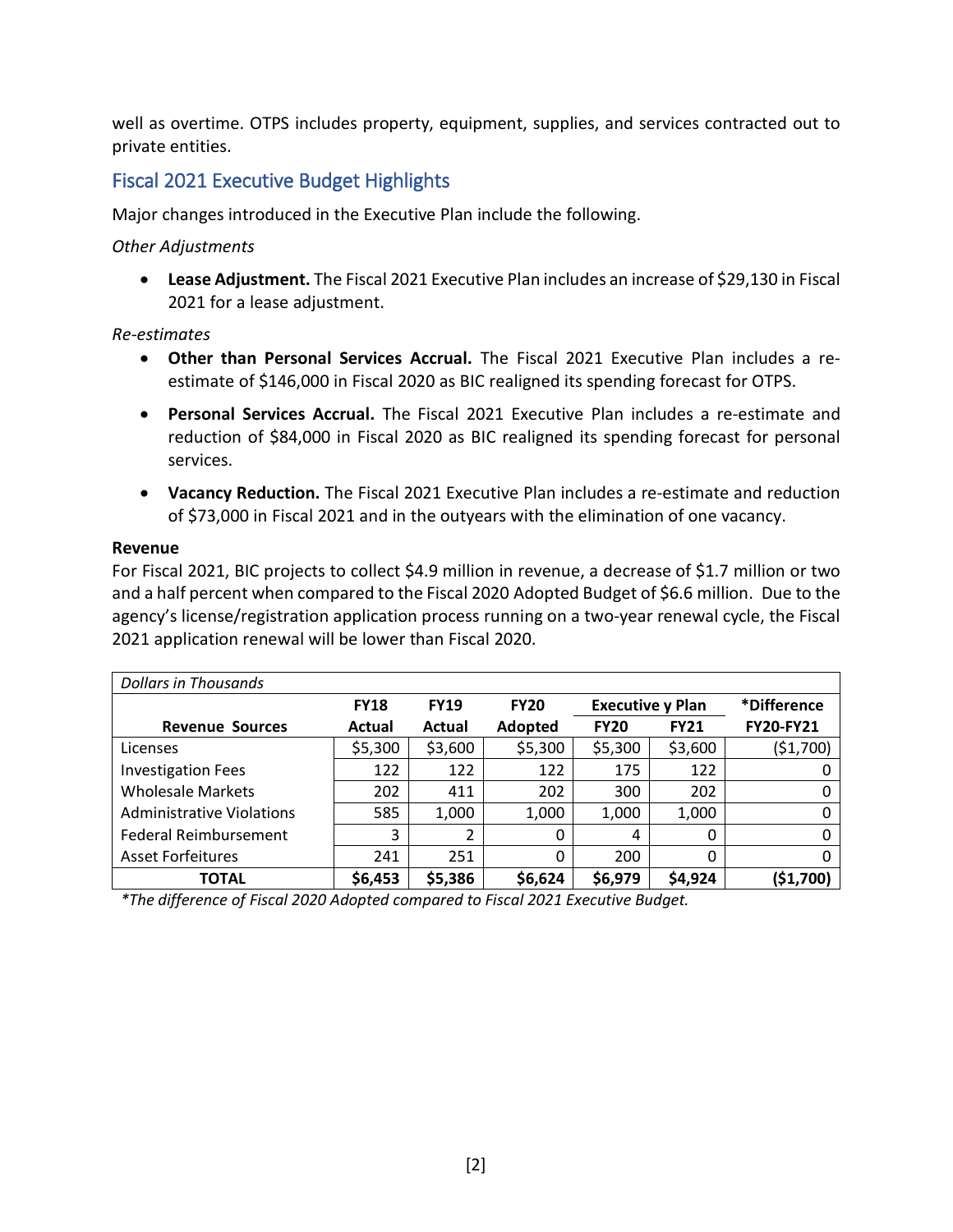well as overtime. OTPS includes property, equipment, supplies, and services contracted out to private entities.

## Fiscal 2021 Executive Budget Highlights

Major changes introduced in the Executive Plan include the following.

*Other Adjustments*

- **Lease Adjustment.** The Fiscal 2021 Executive Plan includes an increase of $29,130 in Fiscal 2021 for a lease adjustment.

*Re-estimates*

- **Other than Personal Services Accrual.** The Fiscal 2021 Executive Plan includes a re-estimate of $146,000 in Fiscal 2020 as BIC realigned its spending forecast for OTPS.
- **Personal Services Accrual.** The Fiscal 2021 Executive Plan includes a re-estimate and reduction of $84,000 in Fiscal 2020 as BIC realigned its spending forecast for personal services.
- **Vacancy Reduction.** The Fiscal 2021 Executive Plan includes a re-estimate and reduction of $73,000 in Fiscal 2021 and in the outyears with the elimination of one vacancy.

**Revenue**

For Fiscal 2021, BIC projects to collect $4.9 million in revenue, a decrease of $1.7 million or two and a half percent when compared to the Fiscal 2020 Adopted Budget of $6.6 million. Due to the agency's license/registration application process running on a two-year renewal cycle, the Fiscal 2021 application renewal will be lower than Fiscal 2020.

| *Dollars in Thousands* | | | | | | |
|---|---|---|---|---|---|---|
| | **FY18** | **FY19** | **FY20** | **Executive y Plan** | | ***Difference** |
| **Revenue Sources** | **Actual** | **Actual** | **Adopted** | **FY20** | **FY21** | **FY20-FY21** |
| Licenses | $5,300 | $3,600 | $5,300 | $5,300 | $3,600 | ($1,700) |
| Investigation Fees | 122 | 122 | 122 | 175 | 122 | 0 |
| Wholesale Markets | 202 | 411 | 202 | 300 | 202 | 0 |
| Administrative Violations | 585 | 1,000 | 1,000 | 1,000 | 1,000 | 0 |
| Federal Reimbursement | 3 | 2 | 0 | 4 | 0 | 0 |
| Asset Forfeitures | 241 | 251 | 0 | 200 | 0 | 0 |
| **TOTAL** | **$6,453** | **$5,386** | **$6,624** | **$6,979** | **$4,924** | **($1,700)** |

*\*The difference of Fiscal 2020 Adopted compared to Fiscal 2021 Executive Budget.*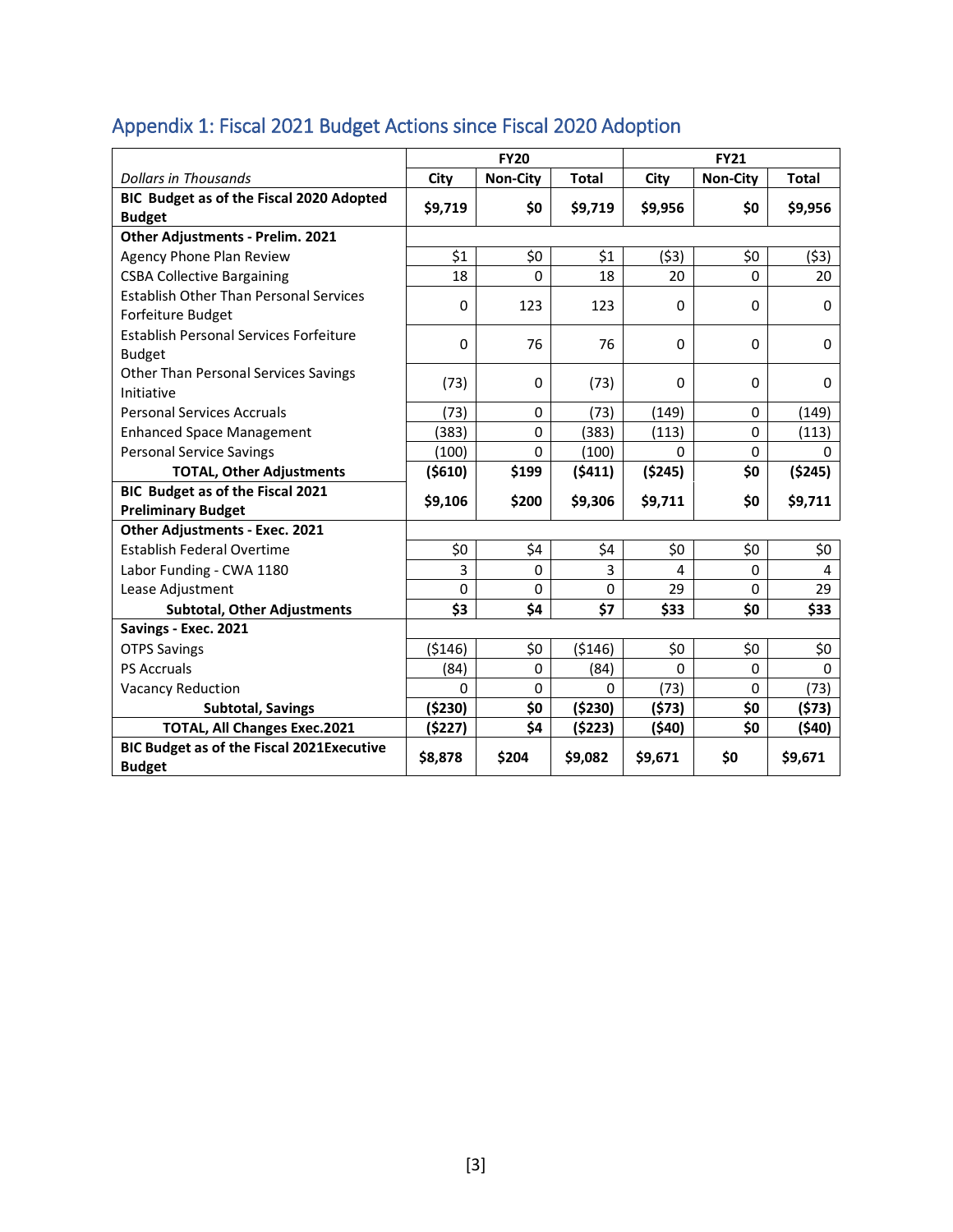## Appendix 1: Fiscal 2021 Budget Actions since Fiscal 2020 Adoption

| | FY20 | | | FY21 | | |
|---|---|---|---|---|---|---|
| *Dollars in Thousands* | City | Non-City | Total | City | Non-City | Total |
| **BIC Budget as of the Fiscal 2020 Adopted Budget** | **$9,719** | **$0** | **$9,719** | **$9,956** | **$0** | **$9,956** |
| **Other Adjustments - Prelim. 2021** | | | | | | |
| Agency Phone Plan Review | $1 | $0 | $1 | ($3) | $0 | ($3) |
| CSBA Collective Bargaining | 18 | 0 | 18 | 20 | 0 | 20 |
| Establish Other Than Personal Services Forfeiture Budget | 0 | 123 | 123 | 0 | 0 | 0 |
| Establish Personal Services Forfeiture Budget | 0 | 76 | 76 | 0 | 0 | 0 |
| Other Than Personal Services Savings Initiative | (73) | 0 | (73) | 0 | 0 | 0 |
| Personal Services Accruals | (73) | 0 | (73) | (149) | 0 | (149) |
| Enhanced Space Management | (383) | 0 | (383) | (113) | 0 | (113) |
| Personal Service Savings | (100) | 0 | (100) | 0 | 0 | 0 |
| **TOTAL, Other Adjustments** | **($610)** | **$199** | **($411)** | **($245)** | **$0** | **($245)** |
| **BIC Budget as of the Fiscal 2021 Preliminary Budget** | **$9,106** | **$200** | **$9,306** | **$9,711** | **$0** | **$9,711** |
| **Other Adjustments - Exec. 2021** | | | | | | |
| Establish Federal Overtime | $0 | $4 | $4 | $0 | $0 | $0 |
| Labor Funding - CWA 1180 | 3 | 0 | 3 | 4 | 0 | 4 |
| Lease Adjustment | 0 | 0 | 0 | 29 | 0 | 29 |
| **Subtotal, Other Adjustments** | **$3** | **$4** | **$7** | **$33** | **$0** | **$33** |
| **Savings - Exec. 2021** | | | | | | |
| OTPS Savings | ($146) | $0 | ($146) | $0 | $0 | $0 |
| PS Accruals | (84) | 0 | (84) | 0 | 0 | 0 |
| Vacancy Reduction | 0 | 0 | 0 | (73) | 0 | (73) |
| **Subtotal, Savings** | **($230)** | **$0** | **($230)** | **($73)** | **$0** | **($73)** |
| **TOTAL, All Changes Exec.2021** | **($227)** | **$4** | **($223)** | **($40)** | **$0** | **($40)** |
| **BIC Budget as of the Fiscal 2021Executive Budget** | **$8,878** | **$204** | **$9,082** | **$9,671** | **$0** | **$9,671** |